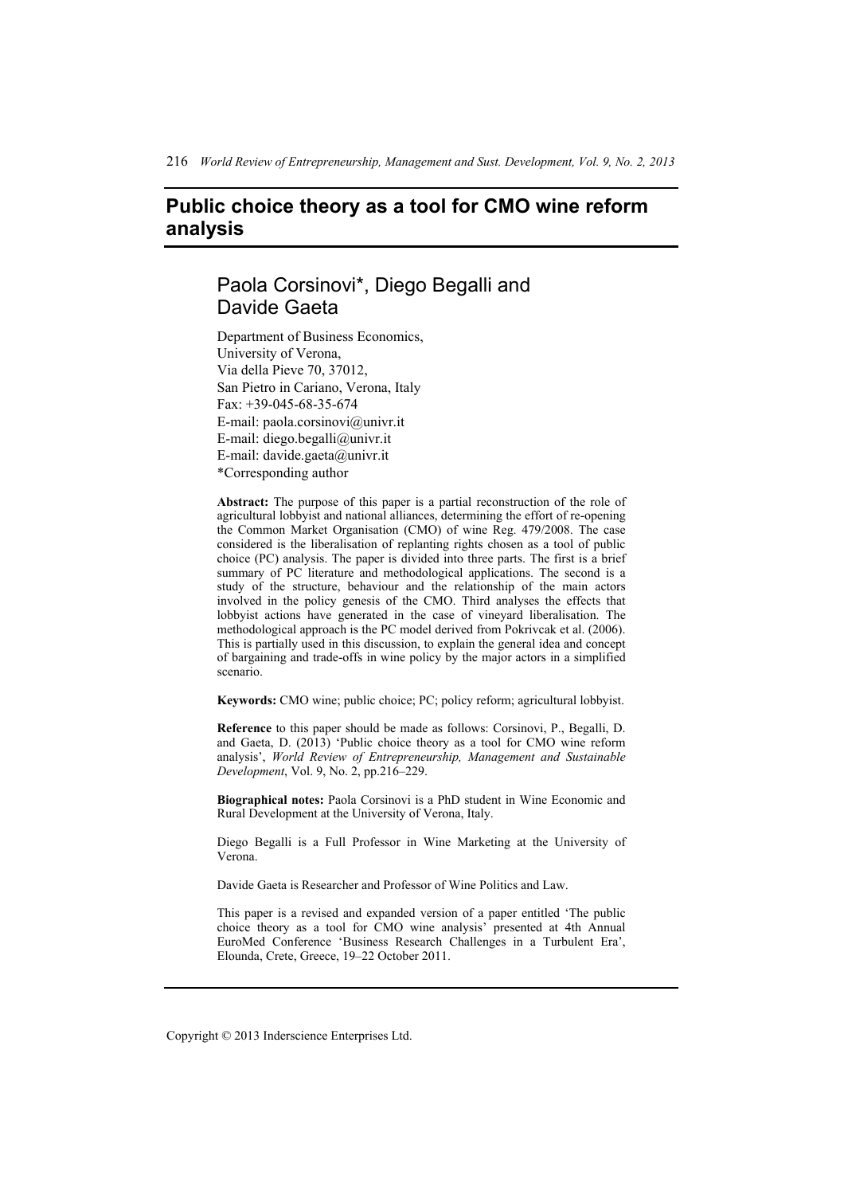# Public choice theory as a tool for CMO wine reform analysis

## Paola Corsinovi*, Diego Begalli and Davide Gaeta

Department of Business Economics,
University of Verona,
Via della Pieve 70, 37012,
San Pietro in Cariano, Verona, Italy
Fax: +39-045-68-35-674
E-mail: paola.corsinovi@univr.it
E-mail: diego.begalli@univr.it
E-mail: davide.gaeta@univr.it
*Corresponding author

**Abstract:** The purpose of this paper is a partial reconstruction of the role of agricultural lobbyist and national alliances, determining the effort of re-opening the Common Market Organisation (CMO) of wine Reg. 479/2008. The case considered is the liberalisation of replanting rights chosen as a tool of public choice (PC) analysis. The paper is divided into three parts. The first is a brief summary of PC literature and methodological applications. The second is a study of the structure, behaviour and the relationship of the main actors involved in the policy genesis of the CMO. Third analyses the effects that lobbyist actions have generated in the case of vineyard liberalisation. The methodological approach is the PC model derived from Pokrivcak et al. (2006). This is partially used in this discussion, to explain the general idea and concept of bargaining and trade-offs in wine policy by the major actors in a simplified scenario.

**Keywords:** CMO wine; public choice; PC; policy reform; agricultural lobbyist.

**Reference** to this paper should be made as follows: Corsinovi, P., Begalli, D. and Gaeta, D. (2013) 'Public choice theory as a tool for CMO wine reform analysis', *World Review of Entrepreneurship, Management and Sustainable Development*, Vol. 9, No. 2, pp.216–229.

**Biographical notes:** Paola Corsinovi is a PhD student in Wine Economic and Rural Development at the University of Verona, Italy.

Diego Begalli is a Full Professor in Wine Marketing at the University of Verona.

Davide Gaeta is Researcher and Professor of Wine Politics and Law.

This paper is a revised and expanded version of a paper entitled 'The public choice theory as a tool for CMO wine analysis' presented at 4th Annual EuroMed Conference 'Business Research Challenges in a Turbulent Era', Elounda, Crete, Greece, 19–22 October 2011.

Copyright © 2013 Inderscience Enterprises Ltd.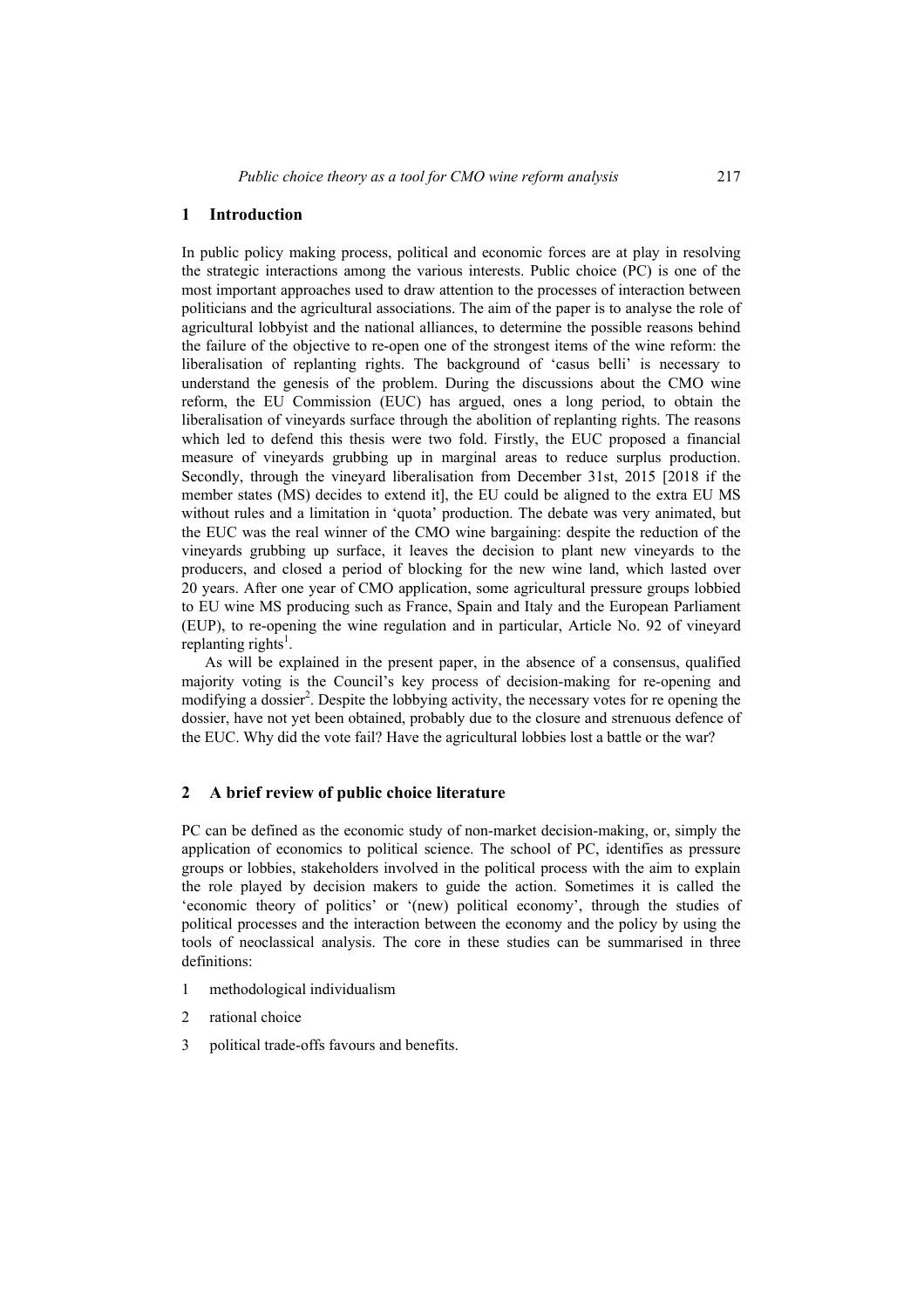## 1 Introduction

In public policy making process, political and economic forces are at play in resolving the strategic interactions among the various interests. Public choice (PC) is one of the most important approaches used to draw attention to the processes of interaction between politicians and the agricultural associations. The aim of the paper is to analyse the role of agricultural lobbyist and the national alliances, to determine the possible reasons behind the failure of the objective to re-open one of the strongest items of the wine reform: the liberalisation of replanting rights. The background of 'casus belli' is necessary to understand the genesis of the problem. During the discussions about the CMO wine reform, the EU Commission (EUC) has argued, ones a long period, to obtain the liberalisation of vineyards surface through the abolition of replanting rights. The reasons which led to defend this thesis were two fold. Firstly, the EUC proposed a financial measure of vineyards grubbing up in marginal areas to reduce surplus production. Secondly, through the vineyard liberalisation from December 31st, 2015 [2018 if the member states (MS) decides to extend it], the EU could be aligned to the extra EU MS without rules and a limitation in 'quota' production. The debate was very animated, but the EUC was the real winner of the CMO wine bargaining: despite the reduction of the vineyards grubbing up surface, it leaves the decision to plant new vineyards to the producers, and closed a period of blocking for the new wine land, which lasted over 20 years. After one year of CMO application, some agricultural pressure groups lobbied to EU wine MS producing such as France, Spain and Italy and the European Parliament (EUP), to re-opening the wine regulation and in particular, Article No. 92 of vineyard replanting rights[1].

As will be explained in the present paper, in the absence of a consensus, qualified majority voting is the Council's key process of decision-making for re-opening and modifying a dossier[2]. Despite the lobbying activity, the necessary votes for re opening the dossier, have not yet been obtained, probably due to the closure and strenuous defence of the EUC. Why did the vote fail? Have the agricultural lobbies lost a battle or the war?

## 2 A brief review of public choice literature

PC can be defined as the economic study of non-market decision-making, or, simply the application of economics to political science. The school of PC, identifies as pressure groups or lobbies, stakeholders involved in the political process with the aim to explain the role played by decision makers to guide the action. Sometimes it is called the 'economic theory of politics' or '(new) political economy', through the studies of political processes and the interaction between the economy and the policy by using the tools of neoclassical analysis. The core in these studies can be summarised in three definitions:

1. methodological individualism
2. rational choice
3. political trade-offs favours and benefits.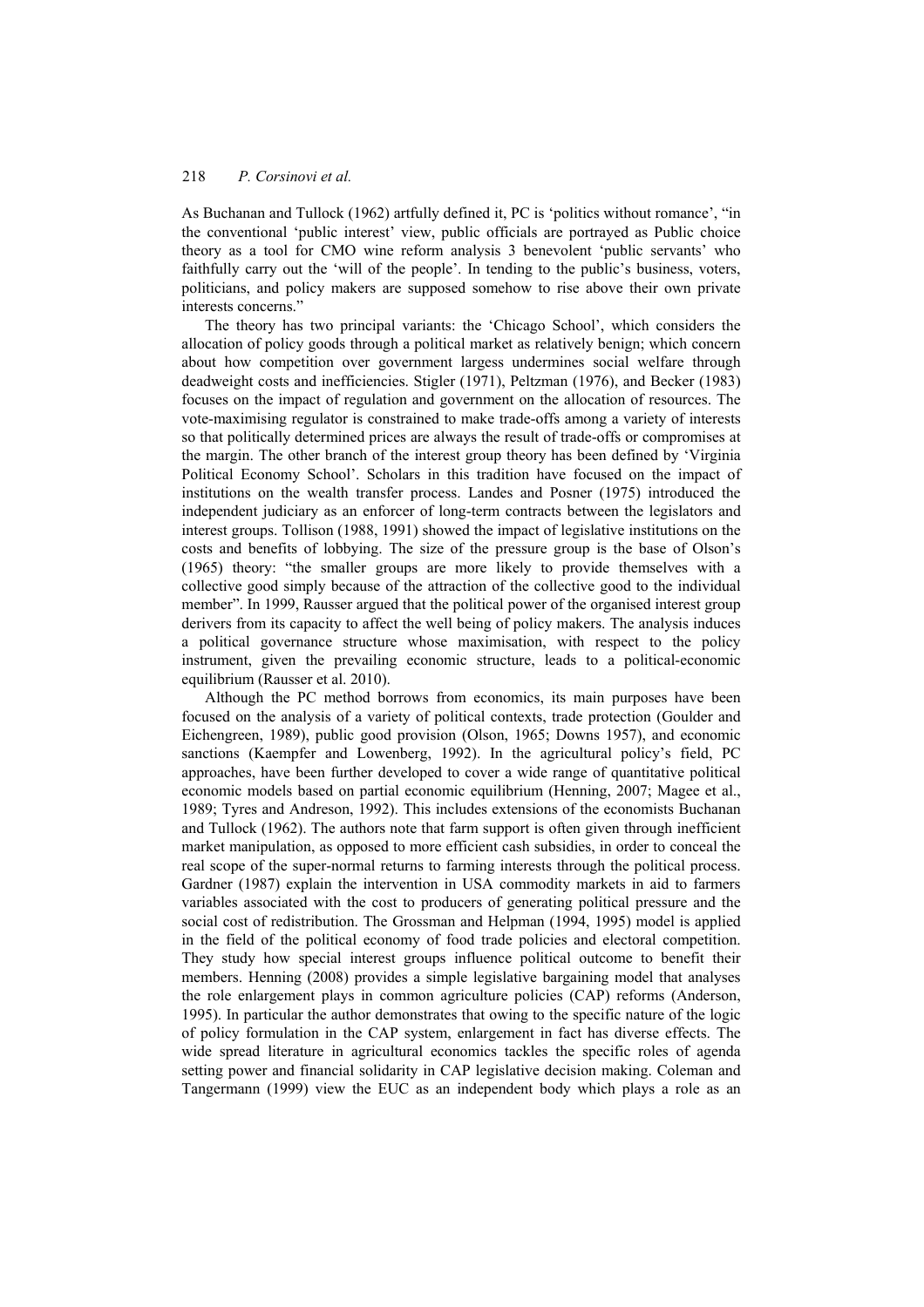As Buchanan and Tullock (1962) artfully defined it, PC is 'politics without romance', "in the conventional 'public interest' view, public officials are portrayed as Public choice theory as a tool for CMO wine reform analysis 3 benevolent 'public servants' who faithfully carry out the 'will of the people'. In tending to the public's business, voters, politicians, and policy makers are supposed somehow to rise above their own private interests concerns."

The theory has two principal variants: the 'Chicago School', which considers the allocation of policy goods through a political market as relatively benign; which concern about how competition over government largess undermines social welfare through deadweight costs and inefficiencies. Stigler (1971), Peltzman (1976), and Becker (1983) focuses on the impact of regulation and government on the allocation of resources. The vote-maximising regulator is constrained to make trade-offs among a variety of interests so that politically determined prices are always the result of trade-offs or compromises at the margin. The other branch of the interest group theory has been defined by 'Virginia Political Economy School'. Scholars in this tradition have focused on the impact of institutions on the wealth transfer process. Landes and Posner (1975) introduced the independent judiciary as an enforcer of long-term contracts between the legislators and interest groups. Tollison (1988, 1991) showed the impact of legislative institutions on the costs and benefits of lobbying. The size of the pressure group is the base of Olson's (1965) theory: "the smaller groups are more likely to provide themselves with a collective good simply because of the attraction of the collective good to the individual member". In 1999, Rausser argued that the political power of the organised interest group derivers from its capacity to affect the well being of policy makers. The analysis induces a political governance structure whose maximisation, with respect to the policy instrument, given the prevailing economic structure, leads to a political-economic equilibrium (Rausser et al. 2010).

Although the PC method borrows from economics, its main purposes have been focused on the analysis of a variety of political contexts, trade protection (Goulder and Eichengreen, 1989), public good provision (Olson, 1965; Downs 1957), and economic sanctions (Kaempfer and Lowenberg, 1992). In the agricultural policy's field, PC approaches, have been further developed to cover a wide range of quantitative political economic models based on partial economic equilibrium (Henning, 2007; Magee et al., 1989; Tyres and Andreson, 1992). This includes extensions of the economists Buchanan and Tullock (1962). The authors note that farm support is often given through inefficient market manipulation, as opposed to more efficient cash subsidies, in order to conceal the real scope of the super-normal returns to farming interests through the political process. Gardner (1987) explain the intervention in USA commodity markets in aid to farmers variables associated with the cost to producers of generating political pressure and the social cost of redistribution. The Grossman and Helpman (1994, 1995) model is applied in the field of the political economy of food trade policies and electoral competition. They study how special interest groups influence political outcome to benefit their members. Henning (2008) provides a simple legislative bargaining model that analyses the role enlargement plays in common agriculture policies (CAP) reforms (Anderson, 1995). In particular the author demonstrates that owing to the specific nature of the logic of policy formulation in the CAP system, enlargement in fact has diverse effects. The wide spread literature in agricultural economics tackles the specific roles of agenda setting power and financial solidarity in CAP legislative decision making. Coleman and Tangermann (1999) view the EUC as an independent body which plays a role as an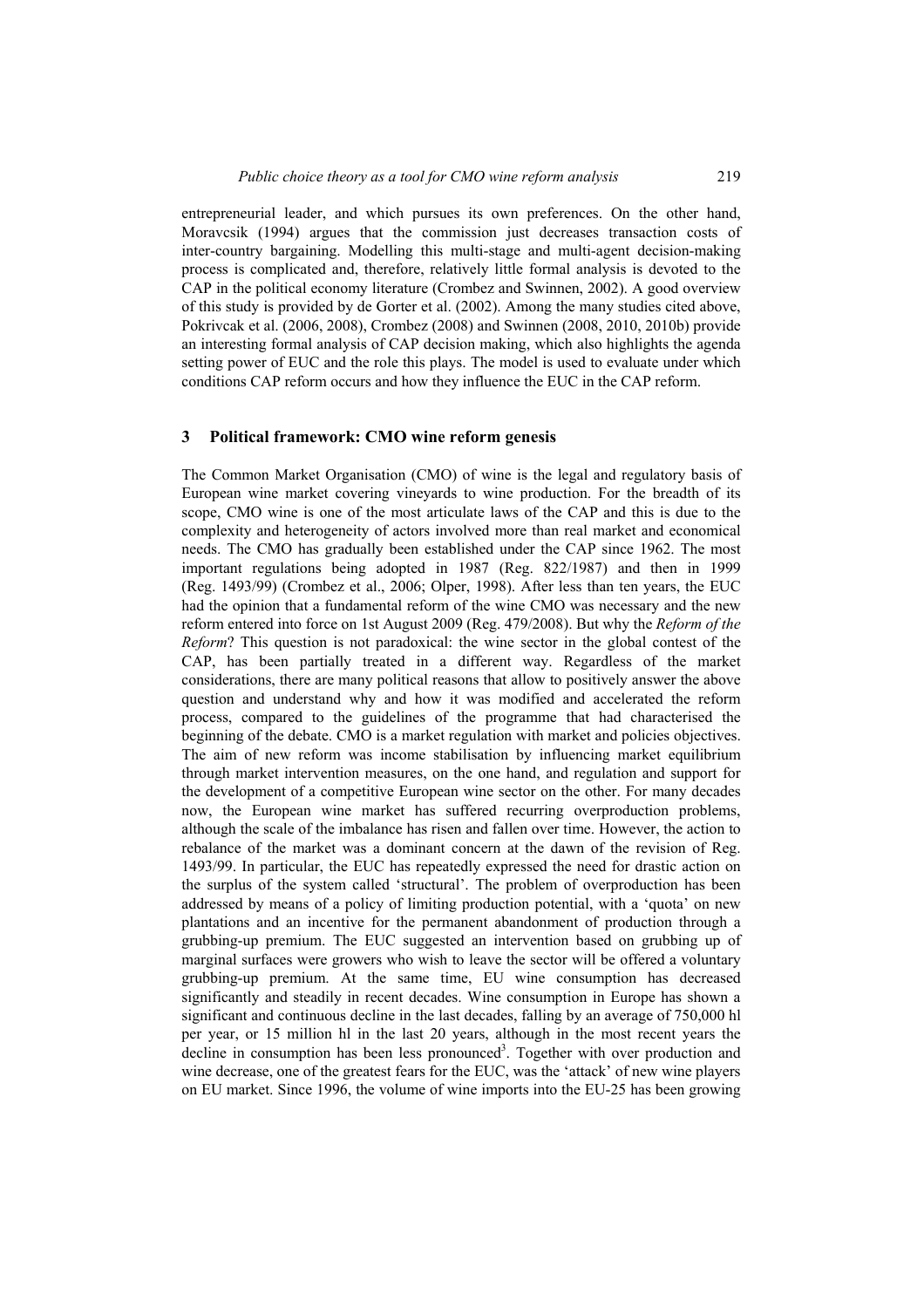entrepreneurial leader, and which pursues its own preferences. On the other hand, Moravcsik (1994) argues that the commission just decreases transaction costs of inter-country bargaining. Modelling this multi-stage and multi-agent decision-making process is complicated and, therefore, relatively little formal analysis is devoted to the CAP in the political economy literature (Crombez and Swinnen, 2002). A good overview of this study is provided by de Gorter et al. (2002). Among the many studies cited above, Pokrivcak et al. (2006, 2008), Crombez (2008) and Swinnen (2008, 2010, 2010b) provide an interesting formal analysis of CAP decision making, which also highlights the agenda setting power of EUC and the role this plays. The model is used to evaluate under which conditions CAP reform occurs and how they influence the EUC in the CAP reform.

## 3 Political framework: CMO wine reform genesis

The Common Market Organisation (CMO) of wine is the legal and regulatory basis of European wine market covering vineyards to wine production. For the breadth of its scope, CMO wine is one of the most articulate laws of the CAP and this is due to the complexity and heterogeneity of actors involved more than real market and economical needs. The CMO has gradually been established under the CAP since 1962. The most important regulations being adopted in 1987 (Reg. 822/1987) and then in 1999 (Reg. 1493/99) (Crombez et al., 2006; Olper, 1998). After less than ten years, the EUC had the opinion that a fundamental reform of the wine CMO was necessary and the new reform entered into force on 1st August 2009 (Reg. 479/2008). But why the *Reform of the Reform*? This question is not paradoxical: the wine sector in the global contest of the CAP, has been partially treated in a different way. Regardless of the market considerations, there are many political reasons that allow to positively answer the above question and understand why and how it was modified and accelerated the reform process, compared to the guidelines of the programme that had characterised the beginning of the debate. CMO is a market regulation with market and policies objectives. The aim of new reform was income stabilisation by influencing market equilibrium through market intervention measures, on the one hand, and regulation and support for the development of a competitive European wine sector on the other. For many decades now, the European wine market has suffered recurring overproduction problems, although the scale of the imbalance has risen and fallen over time. However, the action to rebalance of the market was a dominant concern at the dawn of the revision of Reg. 1493/99. In particular, the EUC has repeatedly expressed the need for drastic action on the surplus of the system called 'structural'. The problem of overproduction has been addressed by means of a policy of limiting production potential, with a 'quota' on new plantations and an incentive for the permanent abandonment of production through a grubbing-up premium. The EUC suggested an intervention based on grubbing up of marginal surfaces were growers who wish to leave the sector will be offered a voluntary grubbing-up premium. At the same time, EU wine consumption has decreased significantly and steadily in recent decades. Wine consumption in Europe has shown a significant and continuous decline in the last decades, falling by an average of 750,000 hl per year, or 15 million hl in the last 20 years, although in the most recent years the decline in consumption has been less pronounced[3]. Together with over production and wine decrease, one of the greatest fears for the EUC, was the 'attack' of new wine players on EU market. Since 1996, the volume of wine imports into the EU-25 has been growing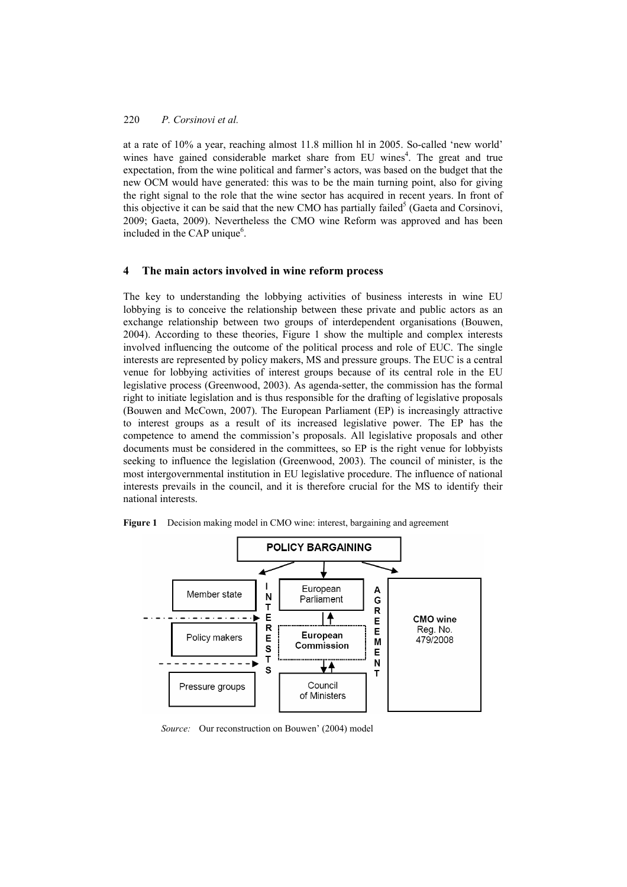at a rate of 10% a year, reaching almost 11.8 million hl in 2005. So-called 'new world' wines have gained considerable market share from EU wines[4]. The great and true expectation, from the wine political and farmer's actors, was based on the budget that the new OCM would have generated: this was to be the main turning point, also for giving the right signal to the role that the wine sector has acquired in recent years. In front of this objective it can be said that the new CMO has partially failed[5] (Gaeta and Corsinovi, 2009; Gaeta, 2009). Nevertheless the CMO wine Reform was approved and has been included in the CAP unique[6].

## 4 The main actors involved in wine reform process

The key to understanding the lobbying activities of business interests in wine EU lobbying is to conceive the relationship between these private and public actors as an exchange relationship between two groups of interdependent organisations (Bouwen, 2004). According to these theories, Figure 1 show the multiple and complex interests involved influencing the outcome of the political process and role of EUC. The single interests are represented by policy makers, MS and pressure groups. The EUC is a central venue for lobbying activities of interest groups because of its central role in the EU legislative process (Greenwood, 2003). As agenda-setter, the commission has the formal right to initiate legislation and is thus responsible for the drafting of legislative proposals (Bouwen and McCown, 2007). The European Parliament (EP) is increasingly attractive to interest groups as a result of its increased legislative power. The EP has the competence to amend the commission's proposals. All legislative proposals and other documents must be considered in the committees, so EP is the right venue for lobbyists seeking to influence the legislation (Greenwood, 2003). The council of minister, is the most intergovernmental institution in EU legislative procedure. The influence of national interests prevails in the council, and it is therefore crucial for the MS to identify their national interests.

**Figure 1** Decision making model in CMO wine: interest, bargaining and agreement

POLICY BARGAINING

Member state | Policy makers | Pressure groups

INTERESTS

European Parliament | European Commission | Council of Ministers

AGREEMENT

CMO wine Reg. No. 479/2008

*Source:* Our reconstruction on Bouwen' (2004) model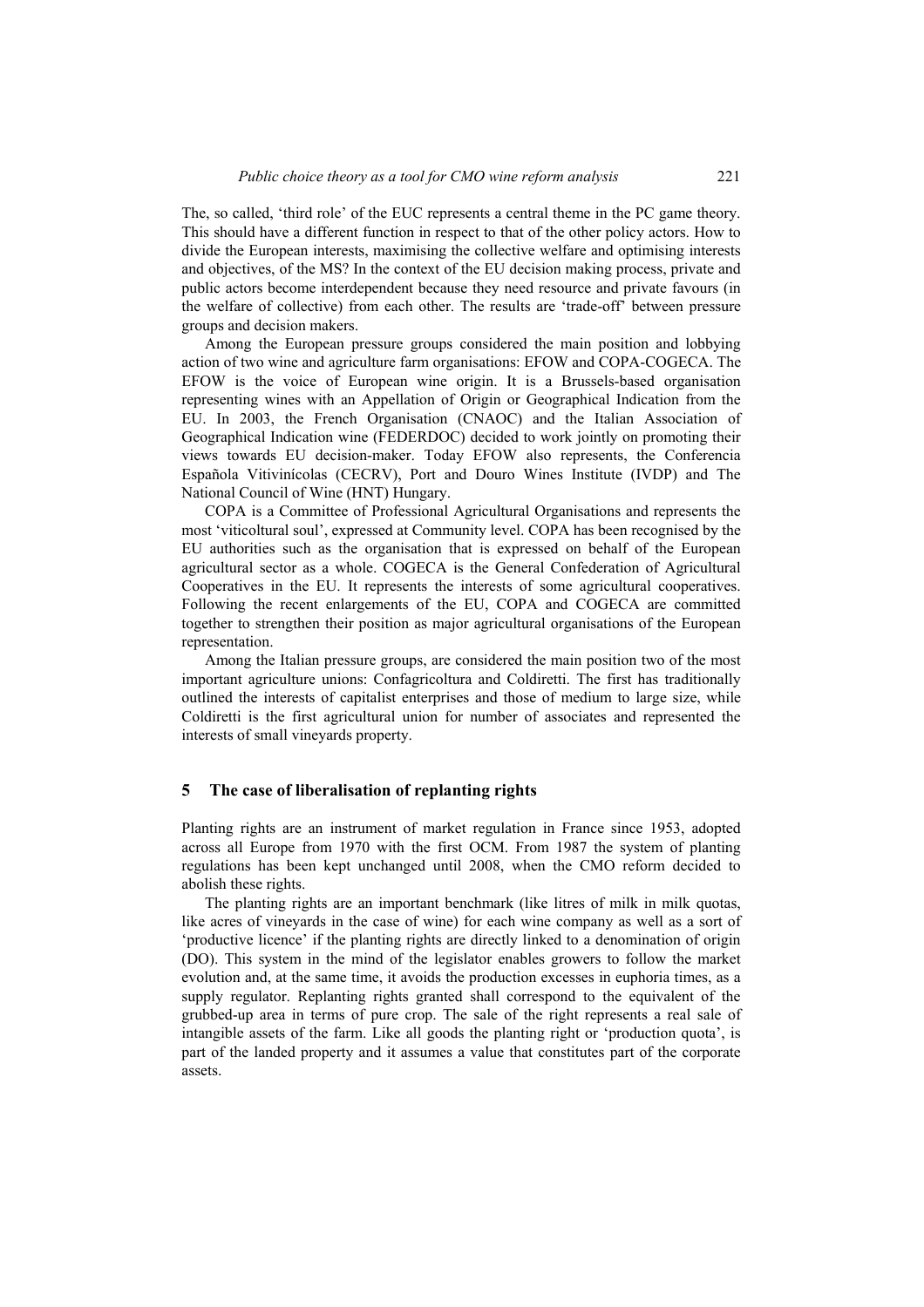The, so called, 'third role' of the EUC represents a central theme in the PC game theory. This should have a different function in respect to that of the other policy actors. How to divide the European interests, maximising the collective welfare and optimising interests and objectives, of the MS? In the context of the EU decision making process, private and public actors become interdependent because they need resource and private favours (in the welfare of collective) from each other. The results are 'trade-off' between pressure groups and decision makers.

Among the European pressure groups considered the main position and lobbying action of two wine and agriculture farm organisations: EFOW and COPA-COGECA. The EFOW is the voice of European wine origin. It is a Brussels-based organisation representing wines with an Appellation of Origin or Geographical Indication from the EU. In 2003, the French Organisation (CNAOC) and the Italian Association of Geographical Indication wine (FEDERDOC) decided to work jointly on promoting their views towards EU decision-maker. Today EFOW also represents, the Conferencia Española Vitivinícolas (CECRV), Port and Douro Wines Institute (IVDP) and The National Council of Wine (HNT) Hungary.

COPA is a Committee of Professional Agricultural Organisations and represents the most 'viticoltural soul', expressed at Community level. COPA has been recognised by the EU authorities such as the organisation that is expressed on behalf of the European agricultural sector as a whole. COGECA is the General Confederation of Agricultural Cooperatives in the EU. It represents the interests of some agricultural cooperatives. Following the recent enlargements of the EU, COPA and COGECA are committed together to strengthen their position as major agricultural organisations of the European representation.

Among the Italian pressure groups, are considered the main position two of the most important agriculture unions: Confagricoltura and Coldiretti. The first has traditionally outlined the interests of capitalist enterprises and those of medium to large size, while Coldiretti is the first agricultural union for number of associates and represented the interests of small vineyards property.

## 5 The case of liberalisation of replanting rights

Planting rights are an instrument of market regulation in France since 1953, adopted across all Europe from 1970 with the first OCM. From 1987 the system of planting regulations has been kept unchanged until 2008, when the CMO reform decided to abolish these rights.

The planting rights are an important benchmark (like litres of milk in milk quotas, like acres of vineyards in the case of wine) for each wine company as well as a sort of 'productive licence' if the planting rights are directly linked to a denomination of origin (DO). This system in the mind of the legislator enables growers to follow the market evolution and, at the same time, it avoids the production excesses in euphoria times, as a supply regulator. Replanting rights granted shall correspond to the equivalent of the grubbed-up area in terms of pure crop. The sale of the right represents a real sale of intangible assets of the farm. Like all goods the planting right or 'production quota', is part of the landed property and it assumes a value that constitutes part of the corporate assets.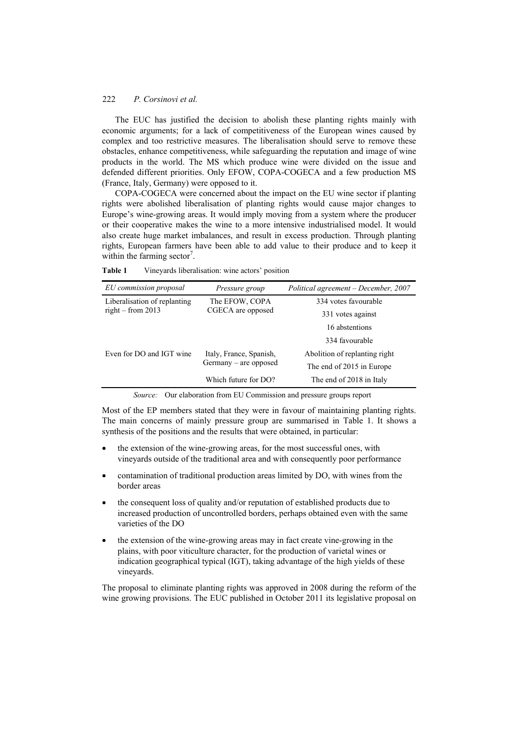The EUC has justified the decision to abolish these planting rights mainly with economic arguments; for a lack of competitiveness of the European wines caused by complex and too restrictive measures. The liberalisation should serve to remove these obstacles, enhance competitiveness, while safeguarding the reputation and image of wine products in the world. The MS which produce wine were divided on the issue and defended different priorities. Only EFOW, COPA-COGECA and a few production MS (France, Italy, Germany) were opposed to it.

COPA-COGECA were concerned about the impact on the EU wine sector if planting rights were abolished liberalisation of planting rights would cause major changes to Europe's wine-growing areas. It would imply moving from a system where the producer or their cooperative makes the wine to a more intensive industrialised model. It would also create huge market imbalances, and result in excess production. Through planting rights, European farmers have been able to add value to their produce and to keep it within the farming sector[7].

**Table 1** Vineyards liberalisation: wine actors' position

| *EU commission proposal* | *Pressure group* | *Political agreement – December, 2007* |
|---|---|---|
| Liberalisation of replanting right – from 2013 | The EFOW, COPA CGECA are opposed | 334 votes favourable |
| | | 331 votes against |
| | | 16 abstentions |
| | | 334 favourable |
| Even for DO and IGT wine | Italy, France, Spanish, Germany – are opposed | Abolition of replanting right |
| | | The end of 2015 in Europe |
| | Which future for DO? | The end of 2018 in Italy |

*Source:* Our elaboration from EU Commission and pressure groups report

Most of the EP members stated that they were in favour of maintaining planting rights. The main concerns of mainly pressure group are summarised in Table 1. It shows a synthesis of the positions and the results that were obtained, in particular:

- the extension of the wine-growing areas, for the most successful ones, with vineyards outside of the traditional area and with consequently poor performance
- contamination of traditional production areas limited by DO, with wines from the border areas
- the consequent loss of quality and/or reputation of established products due to increased production of uncontrolled borders, perhaps obtained even with the same varieties of the DO
- the extension of the wine-growing areas may in fact create vine-growing in the plains, with poor viticulture character, for the production of varietal wines or indication geographical typical (IGT), taking advantage of the high yields of these vineyards.

The proposal to eliminate planting rights was approved in 2008 during the reform of the wine growing provisions. The EUC published in October 2011 its legislative proposal on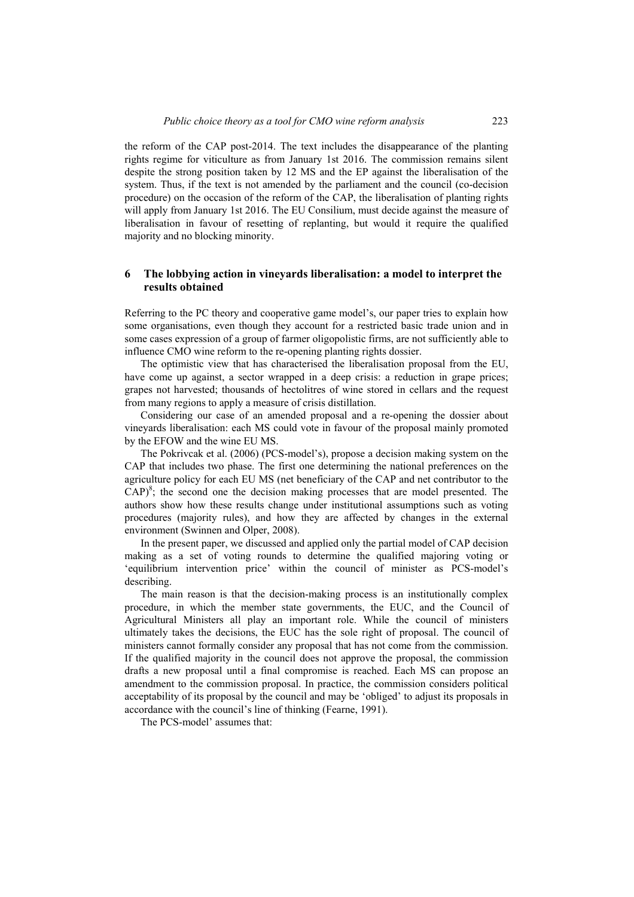the reform of the CAP post-2014. The text includes the disappearance of the planting rights regime for viticulture as from January 1st 2016. The commission remains silent despite the strong position taken by 12 MS and the EP against the liberalisation of the system. Thus, if the text is not amended by the parliament and the council (co-decision procedure) on the occasion of the reform of the CAP, the liberalisation of planting rights will apply from January 1st 2016. The EU Consilium, must decide against the measure of liberalisation in favour of resetting of replanting, but would it require the qualified majority and no blocking minority.

## 6 The lobbying action in vineyards liberalisation: a model to interpret the results obtained

Referring to the PC theory and cooperative game model's, our paper tries to explain how some organisations, even though they account for a restricted basic trade union and in some cases expression of a group of farmer oligopolistic firms, are not sufficiently able to influence CMO wine reform to the re-opening planting rights dossier.

The optimistic view that has characterised the liberalisation proposal from the EU, have come up against, a sector wrapped in a deep crisis: a reduction in grape prices; grapes not harvested; thousands of hectolitres of wine stored in cellars and the request from many regions to apply a measure of crisis distillation.

Considering our case of an amended proposal and a re-opening the dossier about vineyards liberalisation: each MS could vote in favour of the proposal mainly promoted by the EFOW and the wine EU MS.

The Pokrivcak et al. (2006) (PCS-model's), propose a decision making system on the CAP that includes two phase. The first one determining the national preferences on the agriculture policy for each EU MS (net beneficiary of the CAP and net contributor to the CAP)[8]; the second one the decision making processes that are model presented. The authors show how these results change under institutional assumptions such as voting procedures (majority rules), and how they are affected by changes in the external environment (Swinnen and Olper, 2008).

In the present paper, we discussed and applied only the partial model of CAP decision making as a set of voting rounds to determine the qualified majoring voting or 'equilibrium intervention price' within the council of minister as PCS-model's describing.

The main reason is that the decision-making process is an institutionally complex procedure, in which the member state governments, the EUC, and the Council of Agricultural Ministers all play an important role. While the council of ministers ultimately takes the decisions, the EUC has the sole right of proposal. The council of ministers cannot formally consider any proposal that has not come from the commission. If the qualified majority in the council does not approve the proposal, the commission drafts a new proposal until a final compromise is reached. Each MS can propose an amendment to the commission proposal. In practice, the commission considers political acceptability of its proposal by the council and may be 'obliged' to adjust its proposals in accordance with the council's line of thinking (Fearne, 1991).

The PCS-model' assumes that: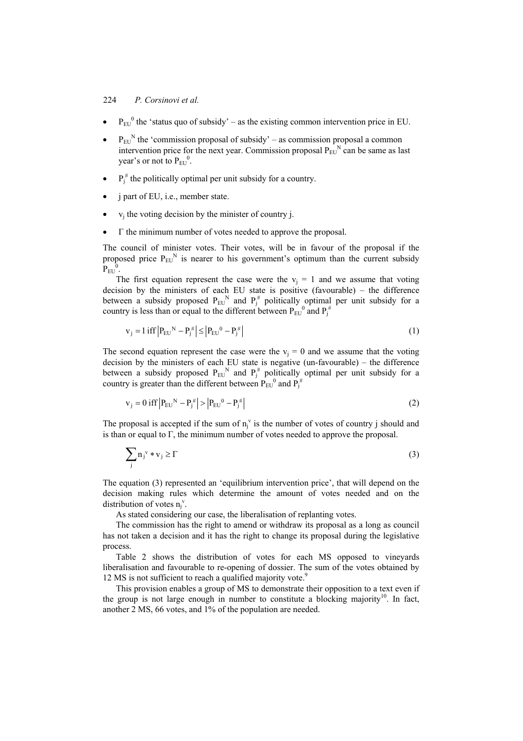- $P_{EU}^{0}$ the 'status quo of subsidy' – as the existing common intervention price in EU.
- $P_{EU}^{N}$ the 'commission proposal of subsidy' – as commission proposal a common intervention price for the next year. Commission proposal $P_{EU}^{N}$ can be same as last year's or not to $P_{EU}^{0}$.
- $P_j^{\#}$ the politically optimal per unit subsidy for a country.
- j part of EU, i.e., member state.
- $v_j$ the voting decision by the minister of country j.
- $\Gamma$ the minimum number of votes needed to approve the proposal.

The council of minister votes. Their votes, will be in favour of the proposal if the proposed price $P_{EU}^{N}$ is nearer to his government's optimum than the current subsidy $P_{EU}^{0}$.

The first equation represent the case were the $v_j = 1$ and we assume that voting decision by the ministers of each EU state is positive (favourable) – the difference between a subsidy proposed $P_{EU}^{N}$ and $P_j^{\#}$ politically optimal per unit subsidy for a country is less than or equal to the different between $P_{EU}^{0}$ and $P_j^{\#}$

$$v_j = 1 \text{ iff } \left|P_{EU}^{N} - P_j^{\#}\right| \leq \left|P_{EU}^{0} - P_j^{\#}\right| \tag{1}$$

The second equation represent the case were the $v_j = 0$ and we assume that the voting decision by the ministers of each EU state is negative (un-favourable) – the difference between a subsidy proposed $P_{EU}^{N}$ and $P_j^{\#}$ politically optimal per unit subsidy for a country is greater than the different between $P_{EU}^{0}$ and $P_j^{\#}$

$$v_j = 0 \text{ iff } \left|P_{EU}^{N} - P_j^{\#}\right| > \left|P_{EU}^{0} - P_j^{\#}\right| \tag{2}$$

The proposal is accepted if the sum of $n_j^{v}$ is the number of votes of country j should and is than or equal to $\Gamma$, the minimum number of votes needed to approve the proposal.

$$\sum_j n_j^{v} * v_j \geq \Gamma \tag{3}$$

The equation (3) represented an 'equilibrium intervention price', that will depend on the decision making rules which determine the amount of votes needed and on the distribution of votes $n_j^{v}$.

As stated considering our case, the liberalisation of replanting votes.

The commission has the right to amend or withdraw its proposal as a long as council has not taken a decision and it has the right to change its proposal during the legislative process.

Table 2 shows the distribution of votes for each MS opposed to vineyards liberalisation and favourable to re-opening of dossier. The sum of the votes obtained by 12 MS is not sufficient to reach a qualified majority vote.[9]

This provision enables a group of MS to demonstrate their opposition to a text even if the group is not large enough in number to constitute a blocking majority[10]. In fact, another 2 MS, 66 votes, and 1% of the population are needed.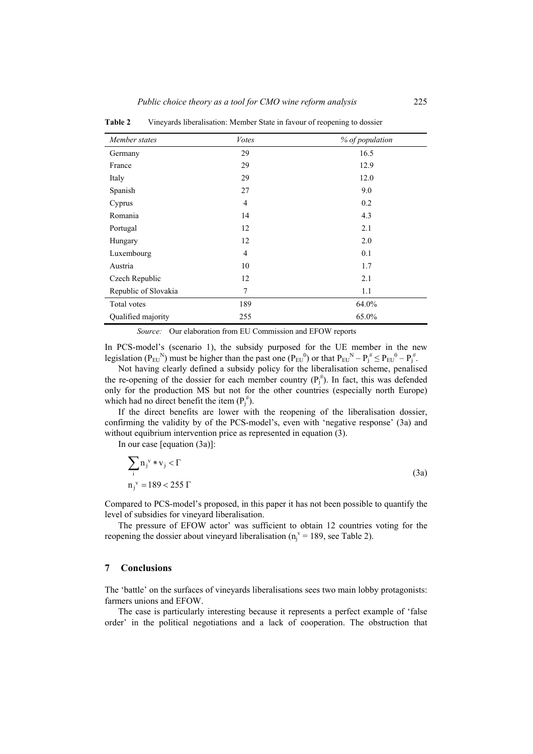**Table 2** Vineyards liberalisation: Member State in favour of reopening to dossier

| *Member states* | *Votes* | *% of population* |
|---|---|---|
| Germany | 29 | 16.5 |
| France | 29 | 12.9 |
| Italy | 29 | 12.0 |
| Spanish | 27 | 9.0 |
| Cyprus | 4 | 0.2 |
| Romania | 14 | 4.3 |
| Portugal | 12 | 2.1 |
| Hungary | 12 | 2.0 |
| Luxembourg | 4 | 0.1 |
| Austria | 10 | 1.7 |
| Czech Republic | 12 | 2.1 |
| Republic of Slovakia | 7 | 1.1 |
| Total votes | 189 | 64.0% |
| Qualified majority | 255 | 65.0% |

*Source:* Our elaboration from EU Commission and EFOW reports

In PCS-model's (scenario 1), the subsidy purposed for the UE member in the new legislation ($P_{EU}^{N}$) must be higher than the past one ($P_{EU}^{0}$) or that $P_{EU}^{N} - P_j^{\#} \leq P_{EU}^{0} - P_j^{\#}$.

Not having clearly defined a subsidy policy for the liberalisation scheme, penalised the re-opening of the dossier for each member country ($P_j^{\#}$). In fact, this was defended only for the production MS but not for the other countries (especially north Europe) which had no direct benefit the item ($P_j^{\#}$).

If the direct benefits are lower with the reopening of the liberalisation dossier, confirming the validity by of the PCS-model's, even with 'negative response' (3a) and without equibrium intervention price as represented in equation (3).

In our case [equation (3a)]:

$$\sum_{i} n_j^{v} * v_j < \Gamma$$
$$n_j^{v} = 189 < 255\ \Gamma \tag{3a}$$

Compared to PCS-model's proposed, in this paper it has not been possible to quantify the level of subsidies for vineyard liberalisation.

The pressure of EFOW actor' was sufficient to obtain 12 countries voting for the reopening the dossier about vineyard liberalisation ($n_j^{v} = 189$, see Table 2).

## 7 Conclusions

The 'battle' on the surfaces of vineyards liberalisations sees two main lobby protagonists: farmers unions and EFOW.

The case is particularly interesting because it represents a perfect example of 'false order' in the political negotiations and a lack of cooperation. The obstruction that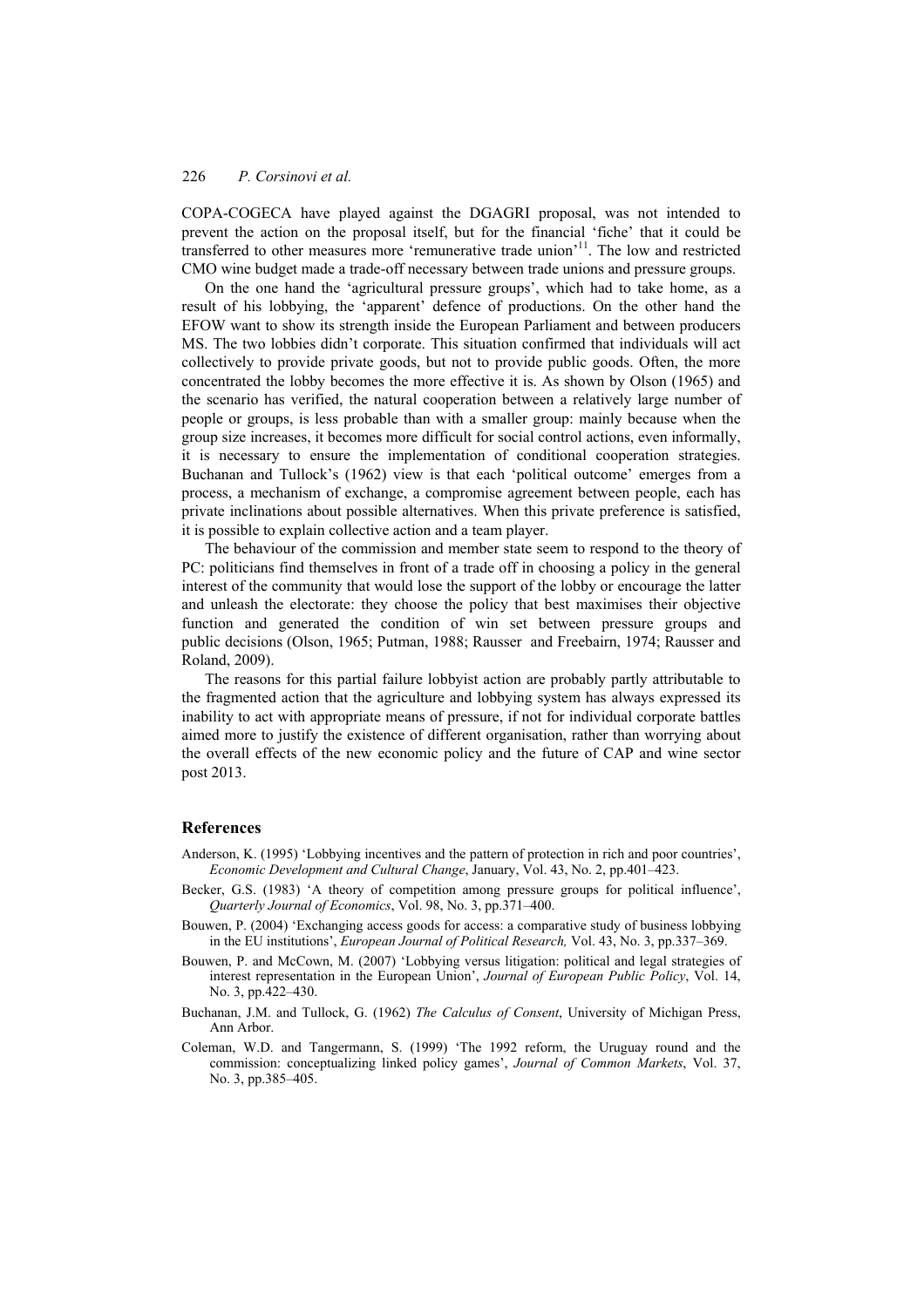COPA-COGECA have played against the DGAGRI proposal, was not intended to prevent the action on the proposal itself, but for the financial 'fiche' that it could be transferred to other measures more 'remunerative trade union'[11]. The low and restricted CMO wine budget made a trade-off necessary between trade unions and pressure groups.

On the one hand the 'agricultural pressure groups', which had to take home, as a result of his lobbying, the 'apparent' defence of productions. On the other hand the EFOW want to show its strength inside the European Parliament and between producers MS. The two lobbies didn't corporate. This situation confirmed that individuals will act collectively to provide private goods, but not to provide public goods. Often, the more concentrated the lobby becomes the more effective it is. As shown by Olson (1965) and the scenario has verified, the natural cooperation between a relatively large number of people or groups, is less probable than with a smaller group: mainly because when the group size increases, it becomes more difficult for social control actions, even informally, it is necessary to ensure the implementation of conditional cooperation strategies. Buchanan and Tullock's (1962) view is that each 'political outcome' emerges from a process, a mechanism of exchange, a compromise agreement between people, each has private inclinations about possible alternatives. When this private preference is satisfied, it is possible to explain collective action and a team player.

The behaviour of the commission and member state seem to respond to the theory of PC: politicians find themselves in front of a trade off in choosing a policy in the general interest of the community that would lose the support of the lobby or encourage the latter and unleash the electorate: they choose the policy that best maximises their objective function and generated the condition of win set between pressure groups and public decisions (Olson, 1965; Putman, 1988; Rausser and Freebairn, 1974; Rausser and Roland, 2009).

The reasons for this partial failure lobbyist action are probably partly attributable to the fragmented action that the agriculture and lobbying system has always expressed its inability to act with appropriate means of pressure, if not for individual corporate battles aimed more to justify the existence of different organisation, rather than worrying about the overall effects of the new economic policy and the future of CAP and wine sector post 2013.

## References

Anderson, K. (1995) 'Lobbying incentives and the pattern of protection in rich and poor countries', *Economic Development and Cultural Change*, January, Vol. 43, No. 2, pp.401–423.

Becker, G.S. (1983) 'A theory of competition among pressure groups for political influence', *Quarterly Journal of Economics*, Vol. 98, No. 3, pp.371–400.

Bouwen, P. (2004) 'Exchanging access goods for access: a comparative study of business lobbying in the EU institutions', *European Journal of Political Research,* Vol. 43, No. 3, pp.337–369.

Bouwen, P. and McCown, M. (2007) 'Lobbying versus litigation: political and legal strategies of interest representation in the European Union', *Journal of European Public Policy*, Vol. 14, No. 3, pp.422–430.

Buchanan, J.M. and Tullock, G. (1962) *The Calculus of Consent*, University of Michigan Press, Ann Arbor.

Coleman, W.D. and Tangermann, S. (1999) 'The 1992 reform, the Uruguay round and the commission: conceptualizing linked policy games', *Journal of Common Markets*, Vol. 37, No. 3, pp.385–405.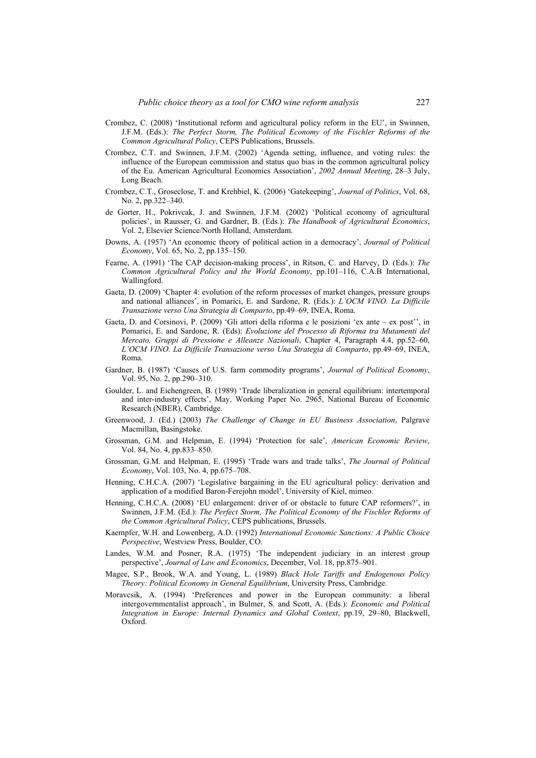Crombez, C. (2008) 'Institutional reform and agricultural policy reform in the EU', in Swinnen, J.F.M. (Eds.): *The Perfect Storm, The Political Economy of the Fischler Reforms of the Common Agricultural Policy*, CEPS Publications, Brussels.

Crombez, C.T. and Swinnen, J.F.M. (2002) 'Agenda setting, influence, and voting rules: the influence of the European commission and status quo bias in the common agricultural policy of the Eu. American Agricultural Economics Association', *2002 Annual Meeting*, 28–3 July, Long Beach.

Crombez, C.T., Groseclose, T. and Krehbiel, K. (2006) 'Gatekeeping', *Journal of Politics*, Vol. 68, No. 2, pp.322–340.

de Gorter, H., Pokrivcak, J. and Swinnen, J.F.M. (2002) 'Political economy of agricultural policies', in Rausser, G. and Gardner, B. (Eds.): *The Handbook of Agricultural Economics*, Vol. 2, Elsevier Science/North Holland, Amsterdam.

Downs, A. (1957) 'An economic theory of political action in a democracy', *Journal of Political Economy*, Vol. 65, No. 2, pp.135–150.

Fearne, A. (1991) 'The CAP decision-making process', in Ritson, C. and Harvey, D. (Eds.): *The Common Agricultural Policy and the World Economy*, pp.101–116, C.A.B International, Wallingford.

Gaeta, D. (2009) 'Chapter 4: evolution of the reform processes of market changes, pressure groups and national alliances', in Pomarici, E. and Sardone, R. (Eds.): *L'OCM VINO. La Difficile Transazione verso Una Strategia di Comparto*, pp.49–69, INEA, Roma.

Gaeta, D. and Corsinovi, P. (2009) 'Gli attori della riforma e le posizioni 'ex ante – ex post'', in Pomarici, E. and Sardone, R. (Eds): *Evoluzione del Processo di Riforma tra Mutamenti del Mercato, Gruppi di Pressione e Alleanze Nazionali*, Chapter 4, Paragraph 4.4, pp.52–60, *L'OCM VINO. La Difficile Transazione verso Una Strategia di Comparto*, pp.49–69, INEA, Roma.

Gardner, B. (1987) 'Causes of U.S. farm commodity programs', *Journal of Political Economy*, Vol. 95, No. 2, pp.290–310.

Goulder, L. and Eichengreen, B. (1989) 'Trade liberalization in general equilibrium: intertemporal and inter-industry effects', May, Working Paper No. 2965, National Bureau of Economic Research (NBER), Cambridge.

Greenwood, J. (Ed.) (2003) *The Challenge of Change in EU Business Association*, Palgrave Macmillan, Basingstoke.

Grossman, G.M. and Helpman, E. (1994) 'Protection for sale', *American Economic Review*, Vol. 84, No. 4, pp.833–850.

Grossman, G.M. and Helpman, E. (1995) 'Trade wars and trade talks', *The Journal of Political Economy*, Vol. 103, No. 4, pp.675–708.

Henning, C.H.C.A. (2007) 'Legislative bargaining in the EU agricultural policy: derivation and application of a modified Baron-Ferejohn model', University of Kiel, mimeo.

Henning, C.H.C.A. (2008) 'EU enlargement: driver of or obstacle to future CAP reformers?', in Swinnen, J.F.M. (Ed.): *The Perfect Storm, The Political Economy of the Fischler Reforms of the Common Agricultural Policy*, CEPS publications, Brussels.

Kaempfer, W.H. and Lowenberg, A.D. (1992) *International Economic Sanctions: A Public Choice Perspective*, Westview Press, Boulder, CO.

Landes, W.M. and Posner, R.A. (1975) 'The independent judiciary in an interest group perspective', *Journal of Law and Economics*, December, Vol. 18, pp.875–901.

Magee, S.P., Brook, W.A. and Young, L. (1989) *Black Hole Tariffs and Endogenous Policy Theory: Political Economy in General Equilibrium*, University Press, Cambridge.

Moravcsik, A. (1994) 'Preferences and power in the European community: a liberal intergovernmentalist approach', in Bulmer, S. and Scott, A. (Eds.): *Economic and Political Integration in Europe: Internal Dynamics and Global Context*, pp.19, 29–80, Blackwell, Oxford.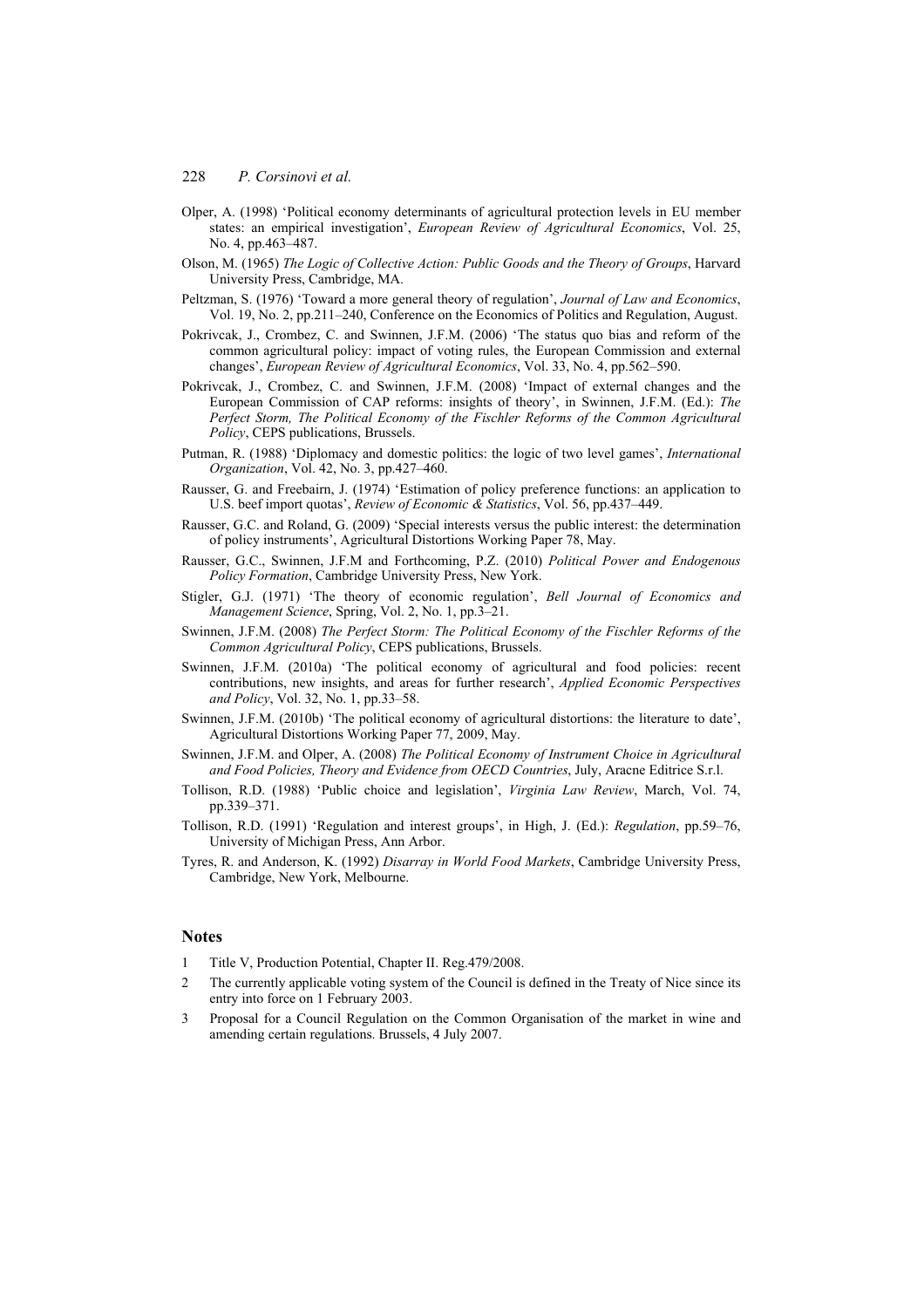Olper, A. (1998) 'Political economy determinants of agricultural protection levels in EU member states: an empirical investigation', *European Review of Agricultural Economics*, Vol. 25, No. 4, pp.463–487.

Olson, M. (1965) *The Logic of Collective Action: Public Goods and the Theory of Groups*, Harvard University Press, Cambridge, MA.

Peltzman, S. (1976) 'Toward a more general theory of regulation', *Journal of Law and Economics*, Vol. 19, No. 2, pp.211–240, Conference on the Economics of Politics and Regulation, August.

Pokrivcak, J., Crombez, C. and Swinnen, J.F.M. (2006) 'The status quo bias and reform of the common agricultural policy: impact of voting rules, the European Commission and external changes', *European Review of Agricultural Economics*, Vol. 33, No. 4, pp.562–590.

Pokrivcak, J., Crombez, C. and Swinnen, J.F.M. (2008) 'Impact of external changes and the European Commission of CAP reforms: insights of theory', in Swinnen, J.F.M. (Ed.): *The Perfect Storm, The Political Economy of the Fischler Reforms of the Common Agricultural Policy*, CEPS publications, Brussels.

Putman, R. (1988) 'Diplomacy and domestic politics: the logic of two level games', *International Organization*, Vol. 42, No. 3, pp.427–460.

Rausser, G. and Freebairn, J. (1974) 'Estimation of policy preference functions: an application to U.S. beef import quotas', *Review of Economic & Statistics*, Vol. 56, pp.437–449.

Rausser, G.C. and Roland, G. (2009) 'Special interests versus the public interest: the determination of policy instruments', Agricultural Distortions Working Paper 78, May.

Rausser, G.C., Swinnen, J.F.M and Forthcoming, P.Z. (2010) *Political Power and Endogenous Policy Formation*, Cambridge University Press, New York.

Stigler, G.J. (1971) 'The theory of economic regulation', *Bell Journal of Economics and Management Science*, Spring, Vol. 2, No. 1, pp.3–21.

Swinnen, J.F.M. (2008) *The Perfect Storm: The Political Economy of the Fischler Reforms of the Common Agricultural Policy*, CEPS publications, Brussels.

Swinnen, J.F.M. (2010a) 'The political economy of agricultural and food policies: recent contributions, new insights, and areas for further research', *Applied Economic Perspectives and Policy*, Vol. 32, No. 1, pp.33–58.

Swinnen, J.F.M. (2010b) 'The political economy of agricultural distortions: the literature to date', Agricultural Distortions Working Paper 77, 2009, May.

Swinnen, J.F.M. and Olper, A. (2008) *The Political Economy of Instrument Choice in Agricultural and Food Policies, Theory and Evidence from OECD Countries*, July, Aracne Editrice S.r.l.

Tollison, R.D. (1988) 'Public choice and legislation', *Virginia Law Review*, March, Vol. 74, pp.339–371.

Tollison, R.D. (1991) 'Regulation and interest groups', in High, J. (Ed.): *Regulation*, pp.59–76, University of Michigan Press, Ann Arbor.

Tyres, R. and Anderson, K. (1992) *Disarray in World Food Markets*, Cambridge University Press, Cambridge, New York, Melbourne.

## Notes

1. Title V, Production Potential, Chapter II. Reg.479/2008.
2. The currently applicable voting system of the Council is defined in the Treaty of Nice since its entry into force on 1 February 2003.
3. Proposal for a Council Regulation on the Common Organisation of the market in wine and amending certain regulations. Brussels, 4 July 2007.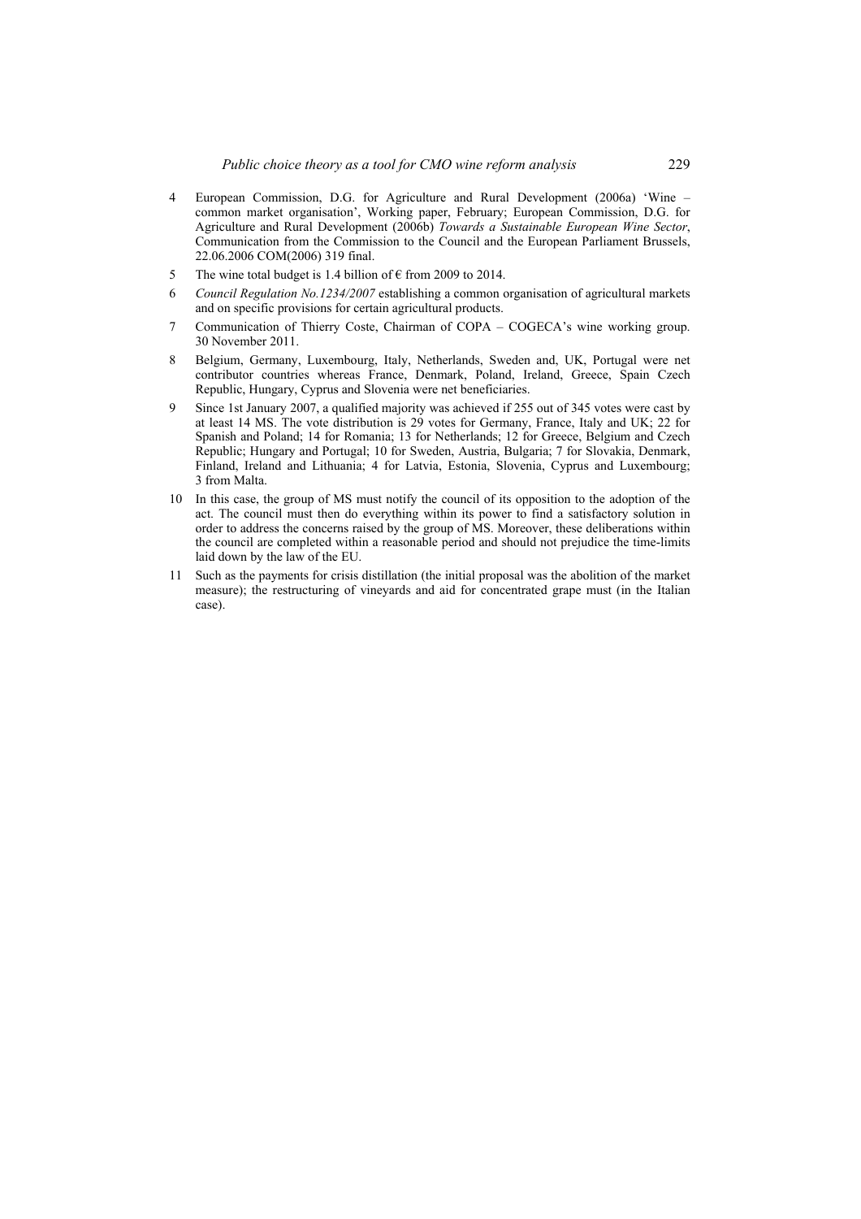4 European Commission, D.G. for Agriculture and Rural Development (2006a) 'Wine – common market organisation', Working paper, February; European Commission, D.G. for Agriculture and Rural Development (2006b) *Towards a Sustainable European Wine Sector*, Communication from the Commission to the Council and the European Parliament Brussels, 22.06.2006 COM(2006) 319 final.

5 The wine total budget is 1.4 billion of € from 2009 to 2014.

6 *Council Regulation No.1234/2007* establishing a common organisation of agricultural markets and on specific provisions for certain agricultural products.

7 Communication of Thierry Coste, Chairman of COPA – COGECA's wine working group. 30 November 2011.

8 Belgium, Germany, Luxembourg, Italy, Netherlands, Sweden and, UK, Portugal were net contributor countries whereas France, Denmark, Poland, Ireland, Greece, Spain Czech Republic, Hungary, Cyprus and Slovenia were net beneficiaries.

9 Since 1st January 2007, a qualified majority was achieved if 255 out of 345 votes were cast by at least 14 MS. The vote distribution is 29 votes for Germany, France, Italy and UK; 22 for Spanish and Poland; 14 for Romania; 13 for Netherlands; 12 for Greece, Belgium and Czech Republic; Hungary and Portugal; 10 for Sweden, Austria, Bulgaria; 7 for Slovakia, Denmark, Finland, Ireland and Lithuania; 4 for Latvia, Estonia, Slovenia, Cyprus and Luxembourg; 3 from Malta.

10 In this case, the group of MS must notify the council of its opposition to the adoption of the act. The council must then do everything within its power to find a satisfactory solution in order to address the concerns raised by the group of MS. Moreover, these deliberations within the council are completed within a reasonable period and should not prejudice the time-limits laid down by the law of the EU.

11 Such as the payments for crisis distillation (the initial proposal was the abolition of the market measure); the restructuring of vineyards and aid for concentrated grape must (in the Italian case).